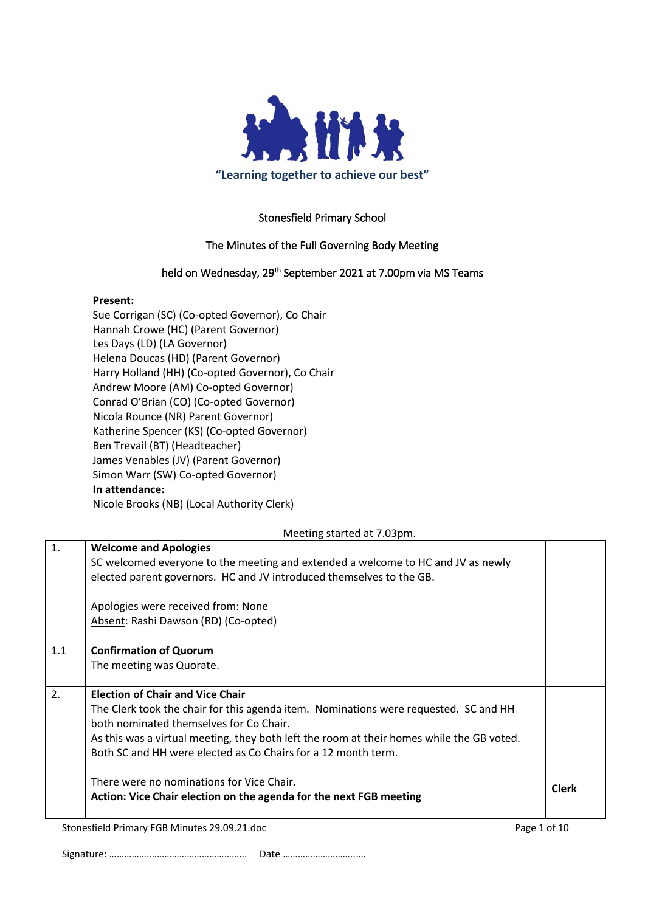"Learning together to achieve our best"

Stonesfield Primary School

The Minutes of the Full Governing Body Meeting

held on Wednesday, 29th September 2021 at 7.00pm via MS Teams

**Present:**
Sue Corrigan (SC) (Co-opted Governor), Co Chair
Hannah Crowe (HC) (Parent Governor)
Les Days (LD) (LA Governor)
Helena Doucas (HD) (Parent Governor)
Harry Holland (HH) (Co-opted Governor), Co Chair
Andrew Moore (AM) Co-opted Governor)
Conrad O'Brian (CO) (Co-opted Governor)
Nicola Rounce (NR) Parent Governor)
Katherine Spencer (KS) (Co-opted Governor)
Ben Trevail (BT) (Headteacher)
James Venables (JV) (Parent Governor)
Simon Warr (SW) Co-opted Governor)
**In attendance:**
Nicole Brooks (NB) (Local Authority Clerk)

Meeting started at 7.03pm.

| | | |
|---|---|---|
| 1. | **Welcome and Apologies**<br>SC welcomed everyone to the meeting and extended a welcome to HC and JV as newly elected parent governors. HC and JV introduced themselves to the GB.<br><br>Apologies were received from: None<br>Absent: Rashi Dawson (RD) (Co-opted) | |
| 1.1 | **Confirmation of Quorum**<br>The meeting was Quorate. | |
| 2. | **Election of Chair and Vice Chair**<br>The Clerk took the chair for this agenda item. Nominations were requested. SC and HH both nominated themselves for Co Chair.<br>As this was a virtual meeting, they both left the room at their homes while the GB voted. Both SC and HH were elected as Co Chairs for a 12 month term.<br><br>There were no nominations for Vice Chair.<br>**Action: Vice Chair election on the agenda for the next FGB meeting** | **Clerk** |

Signature: ……………………………………………….. Date ………………………..….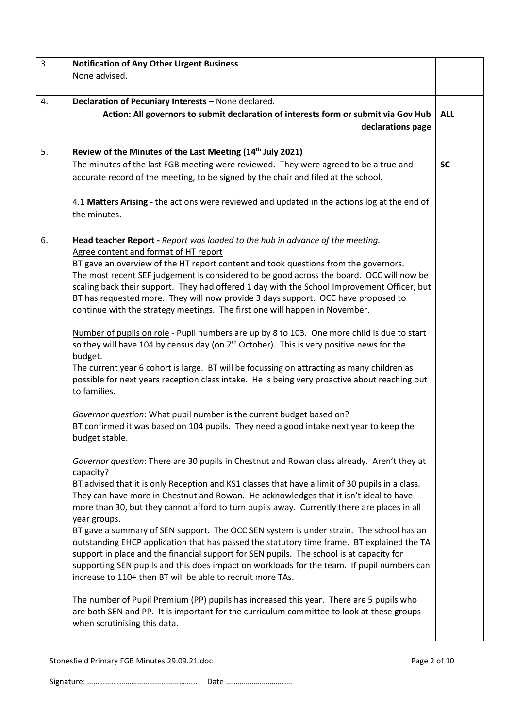| | | |
|---|---|---|
| 3. | **Notification of Any Other Urgent Business**<br>None advised. | |
| 4. | **Declaration of Pecuniary Interests –** None declared.<br>**Action: All governors to submit declaration of interests form or submit via Gov Hub declarations page** | **ALL** |
| 5. | **Review of the Minutes of the Last Meeting (14th July 2021)**<br>The minutes of the last FGB meeting were reviewed. They were agreed to be a true and accurate record of the meeting, to be signed by the chair and filed at the school.<br><br>4.1 **Matters Arising -** the actions were reviewed and updated in the actions log at the end of the minutes. | **SC** |
| 6. | **Head teacher Report -** *Report was loaded to the hub in advance of the meeting.*<br>Agree content and format of HT report<br>BT gave an overview of the HT report content and took questions from the governors.<br>The most recent SEF judgement is considered to be good across the board. OCC will now be scaling back their support. They had offered 1 day with the School Improvement Officer, but BT has requested more. They will now provide 3 days support. OCC have proposed to continue with the strategy meetings. The first one will happen in November.<br><br>Number of pupils on role - Pupil numbers are up by 8 to 103. One more child is due to start so they will have 104 by census day (on 7th October). This is very positive news for the budget.<br>The current year 6 cohort is large. BT will be focussing on attracting as many children as possible for next years reception class intake. He is being very proactive about reaching out to families.<br><br>*Governor question*: What pupil number is the current budget based on?<br>BT confirmed it was based on 104 pupils. They need a good intake next year to keep the budget stable.<br><br>*Governor question*: There are 30 pupils in Chestnut and Rowan class already. Aren't they at capacity?<br>BT advised that it is only Reception and KS1 classes that have a limit of 30 pupils in a class. They can have more in Chestnut and Rowan. He acknowledges that it isn't ideal to have more than 30, but they cannot afford to turn pupils away. Currently there are places in all year groups.<br>BT gave a summary of SEN support. The OCC SEN system is under strain. The school has an outstanding EHCP application that has passed the statutory time frame. BT explained the TA support in place and the financial support for SEN pupils. The school is at capacity for supporting SEN pupils and this does impact on workloads for the team. If pupil numbers can increase to 110+ then BT will be able to recruit more TAs.<br><br>The number of Pupil Premium (PP) pupils has increased this year. There are 5 pupils who are both SEN and PP. It is important for the curriculum committee to look at these groups when scrutinising this data. | |

Stonesfield Primary FGB Minutes 29.09.21.doc

Signature: …………………………………………….. Date ……………………….….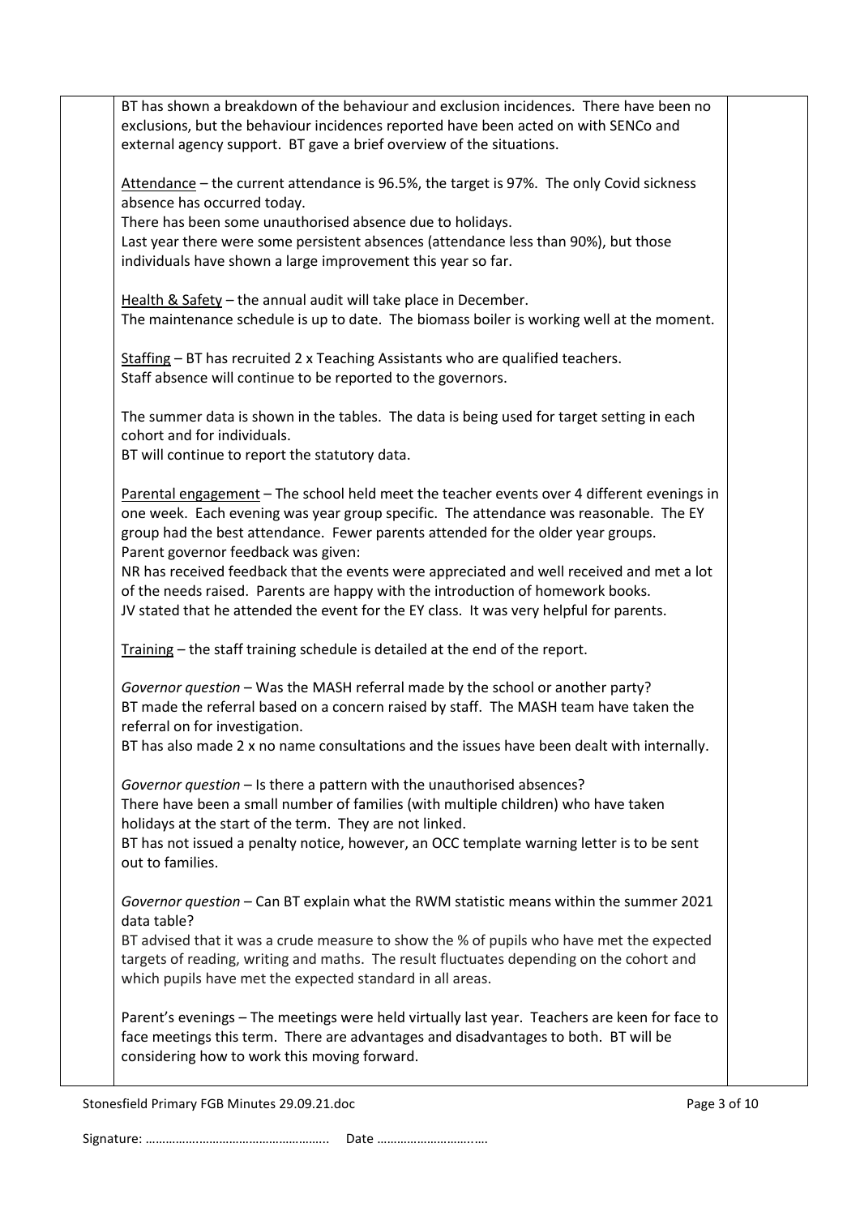BT has shown a breakdown of the behaviour and exclusion incidences. There have been no exclusions, but the behaviour incidences reported have been acted on with SENCo and external agency support. BT gave a brief overview of the situations.

Attendance – the current attendance is 96.5%, the target is 97%. The only Covid sickness absence has occurred today.
There has been some unauthorised absence due to holidays.
Last year there were some persistent absences (attendance less than 90%), but those individuals have shown a large improvement this year so far.

Health & Safety – the annual audit will take place in December.
The maintenance schedule is up to date. The biomass boiler is working well at the moment.

Staffing – BT has recruited 2 x Teaching Assistants who are qualified teachers.
Staff absence will continue to be reported to the governors.

The summer data is shown in the tables. The data is being used for target setting in each cohort and for individuals.
BT will continue to report the statutory data.

Parental engagement – The school held meet the teacher events over 4 different evenings in one week. Each evening was year group specific. The attendance was reasonable. The EY group had the best attendance. Fewer parents attended for the older year groups.
Parent governor feedback was given:
NR has received feedback that the events were appreciated and well received and met a lot of the needs raised. Parents are happy with the introduction of homework books.
JV stated that he attended the event for the EY class. It was very helpful for parents.

Training – the staff training schedule is detailed at the end of the report.

*Governor question* – Was the MASH referral made by the school or another party?
BT made the referral based on a concern raised by staff. The MASH team have taken the referral on for investigation.
BT has also made 2 x no name consultations and the issues have been dealt with internally.

*Governor question* – Is there a pattern with the unauthorised absences?
There have been a small number of families (with multiple children) who have taken holidays at the start of the term. They are not linked.
BT has not issued a penalty notice, however, an OCC template warning letter is to be sent out to families.

*Governor question* – Can BT explain what the RWM statistic means within the summer 2021 data table?
BT advised that it was a crude measure to show the % of pupils who have met the expected targets of reading, writing and maths. The result fluctuates depending on the cohort and which pupils have met the expected standard in all areas.

Parent's evenings – The meetings were held virtually last year. Teachers are keen for face to face meetings this term. There are advantages and disadvantages to both. BT will be considering how to work this moving forward.

Stonesfield Primary FGB Minutes 29.09.21.doc

Signature: …………………………………………….. Date ……………………….….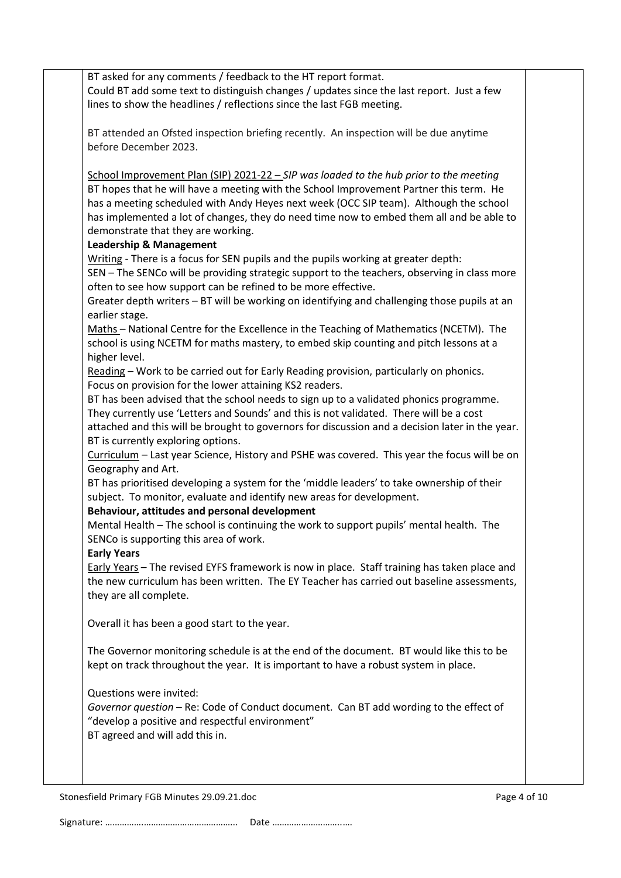BT asked for any comments / feedback to the HT report format.
Could BT add some text to distinguish changes / updates since the last report. Just a few lines to show the headlines / reflections since the last FGB meeting.

BT attended an Ofsted inspection briefing recently. An inspection will be due anytime before December 2023.

School Improvement Plan (SIP) 2021-22 – *SIP was loaded to the hub prior to the meeting*
BT hopes that he will have a meeting with the School Improvement Partner this term. He has a meeting scheduled with Andy Heyes next week (OCC SIP team). Although the school has implemented a lot of changes, they do need time now to embed them all and be able to demonstrate that they are working.

**Leadership & Management**

Writing - There is a focus for SEN pupils and the pupils working at greater depth:
SEN – The SENCo will be providing strategic support to the teachers, observing in class more often to see how support can be refined to be more effective.
Greater depth writers – BT will be working on identifying and challenging those pupils at an earlier stage.
Maths – National Centre for the Excellence in the Teaching of Mathematics (NCETM). The school is using NCETM for maths mastery, to embed skip counting and pitch lessons at a higher level.
Reading – Work to be carried out for Early Reading provision, particularly on phonics. Focus on provision for the lower attaining KS2 readers.
BT has been advised that the school needs to sign up to a validated phonics programme. They currently use 'Letters and Sounds' and this is not validated. There will be a cost attached and this will be brought to governors for discussion and a decision later in the year. BT is currently exploring options.
Curriculum – Last year Science, History and PSHE was covered. This year the focus will be on Geography and Art.
BT has prioritised developing a system for the 'middle leaders' to take ownership of their subject. To monitor, evaluate and identify new areas for development.

**Behaviour, attitudes and personal development**

Mental Health – The school is continuing the work to support pupils' mental health. The SENCo is supporting this area of work.

**Early Years**

Early Years – The revised EYFS framework is now in place. Staff training has taken place and the new curriculum has been written. The EY Teacher has carried out baseline assessments, they are all complete.

Overall it has been a good start to the year.

The Governor monitoring schedule is at the end of the document. BT would like this to be kept on track throughout the year. It is important to have a robust system in place.

Questions were invited:
*Governor question* – Re: Code of Conduct document. Can BT add wording to the effect of "develop a positive and respectful environment"
BT agreed and will add this in.

Signature: ……………………………………………….. Date ………………………..….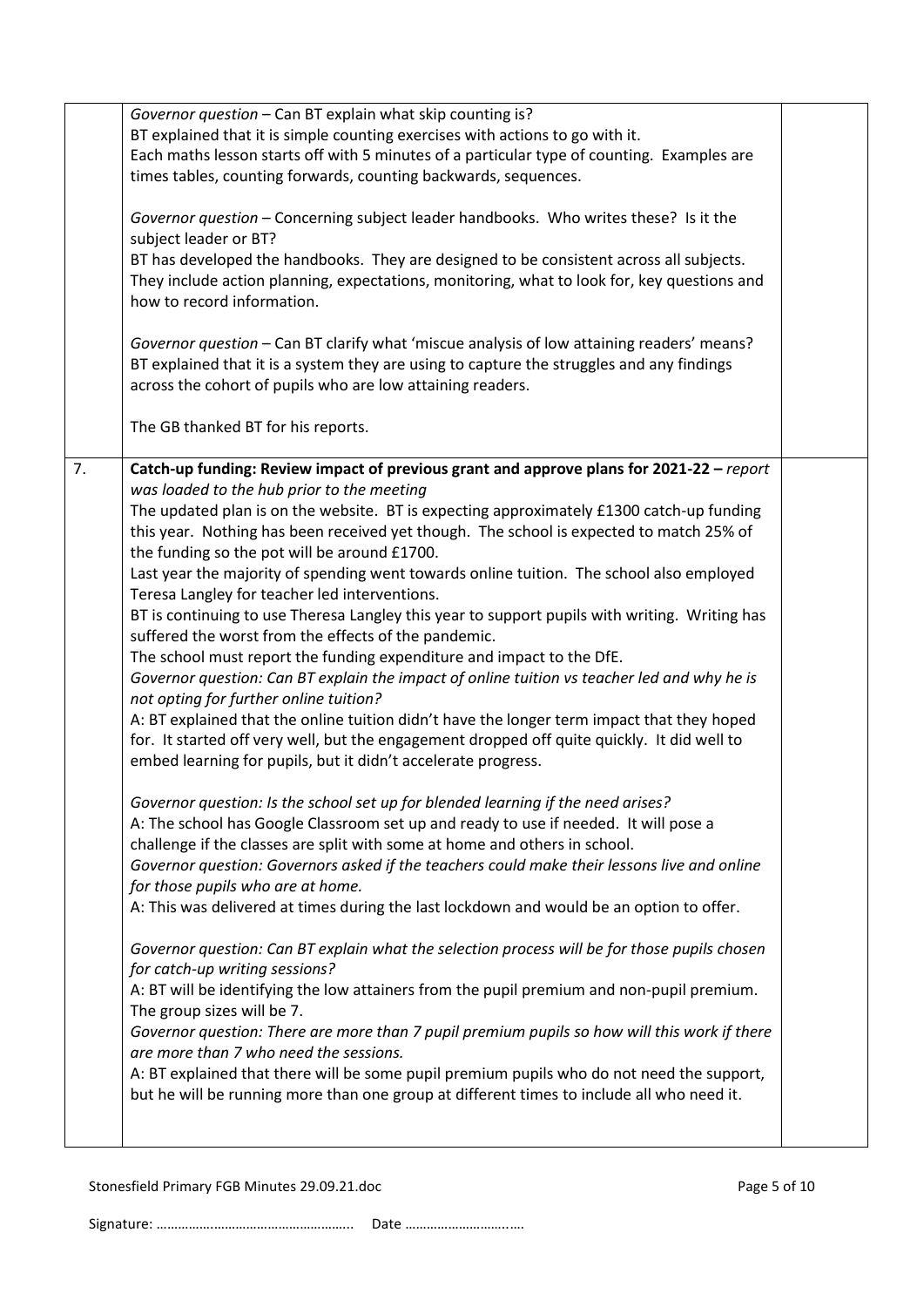| | | |
|---|---|---|
| | *Governor question* – Can BT explain what skip counting is?<br>BT explained that it is simple counting exercises with actions to go with it.<br>Each maths lesson starts off with 5 minutes of a particular type of counting. Examples are times tables, counting forwards, counting backwards, sequences.<br><br>*Governor question* – Concerning subject leader handbooks. Who writes these? Is it the subject leader or BT?<br>BT has developed the handbooks. They are designed to be consistent across all subjects. They include action planning, expectations, monitoring, what to look for, key questions and how to record information.<br><br>*Governor question* – Can BT clarify what 'miscue analysis of low attaining readers' means?<br>BT explained that it is a system they are using to capture the struggles and any findings across the cohort of pupils who are low attaining readers.<br><br>The GB thanked BT for his reports. | |
| 7. | **Catch-up funding: Review impact of previous grant and approve plans for 2021-22 –** *report was loaded to the hub prior to the meeting*<br>The updated plan is on the website. BT is expecting approximately £1300 catch-up funding this year. Nothing has been received yet though. The school is expected to match 25% of the funding so the pot will be around £1700.<br>Last year the majority of spending went towards online tuition. The school also employed Teresa Langley for teacher led interventions.<br>BT is continuing to use Theresa Langley this year to support pupils with writing. Writing has suffered the worst from the effects of the pandemic.<br>The school must report the funding expenditure and impact to the DfE.<br>*Governor question: Can BT explain the impact of online tuition vs teacher led and why he is not opting for further online tuition?*<br>A: BT explained that the online tuition didn't have the longer term impact that they hoped for. It started off very well, but the engagement dropped off quite quickly. It did well to embed learning for pupils, but it didn't accelerate progress.<br><br>*Governor question: Is the school set up for blended learning if the need arises?*<br>A: The school has Google Classroom set up and ready to use if needed. It will pose a challenge if the classes are split with some at home and others in school.<br>*Governor question: Governors asked if the teachers could make their lessons live and online for those pupils who are at home.*<br>A: This was delivered at times during the last lockdown and would be an option to offer.<br><br>*Governor question: Can BT explain what the selection process will be for those pupils chosen for catch-up writing sessions?*<br>A: BT will be identifying the low attainers from the pupil premium and non-pupil premium. The group sizes will be 7.<br>*Governor question: There are more than 7 pupil premium pupils so how will this work if there are more than 7 who need the sessions.*<br>A: BT explained that there will be some pupil premium pupils who do not need the support, but he will be running more than one group at different times to include all who need it. | |

Signature: ……………………………………………….. Date ………………………..….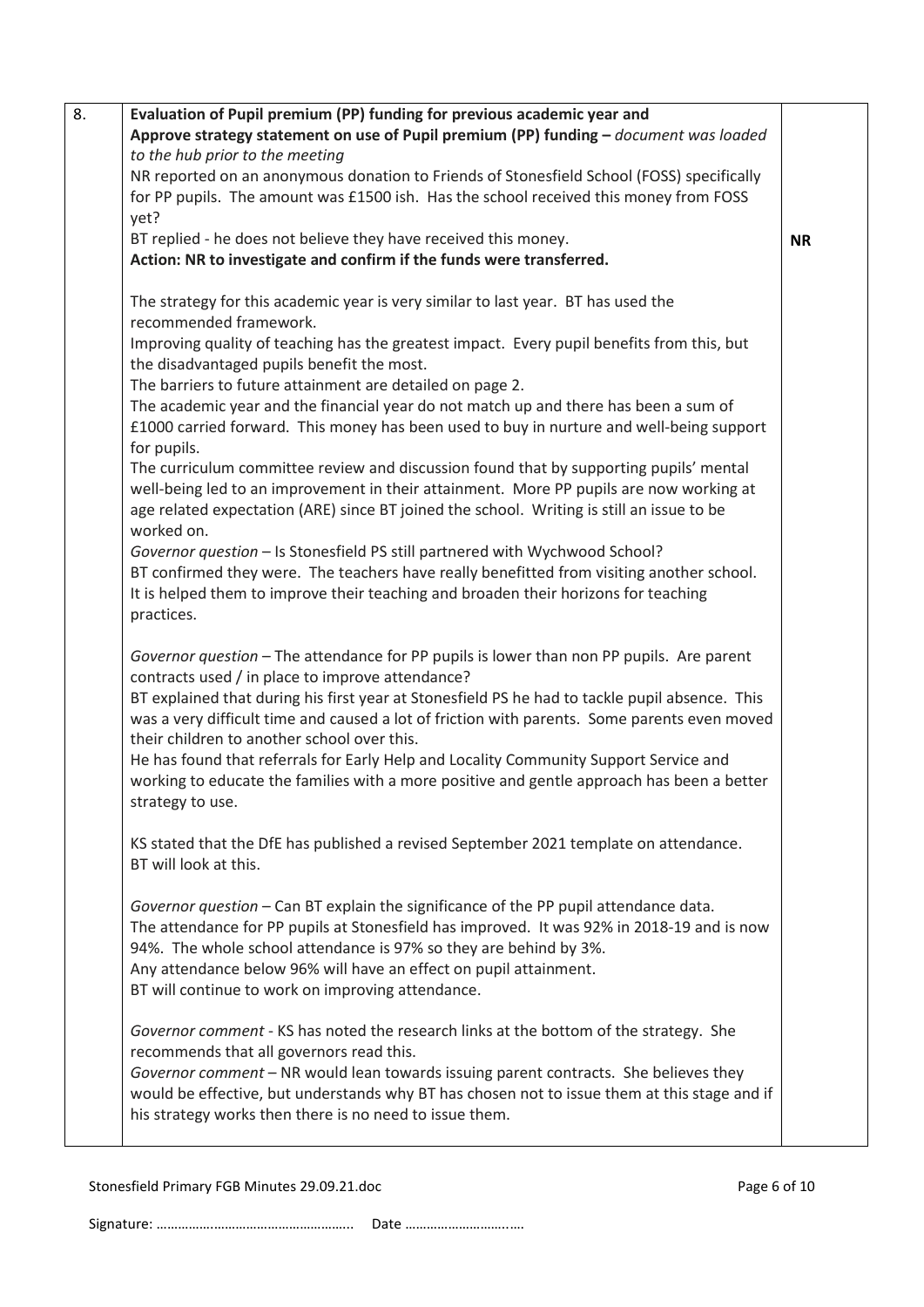| 8. | **Evaluation of Pupil premium (PP) funding for previous academic year and Approve strategy statement on use of Pupil premium (PP) funding –** *document was loaded to the hub prior to the meeting*<br>NR reported on an anonymous donation to Friends of Stonesfield School (FOSS) specifically for PP pupils. The amount was £1500 ish. Has the school received this money from FOSS yet?<br>BT replied - he does not believe they have received this money.<br>**Action: NR to investigate and confirm if the funds were transferred.**<br><br>The strategy for this academic year is very similar to last year. BT has used the recommended framework.<br>Improving quality of teaching has the greatest impact. Every pupil benefits from this, but the disadvantaged pupils benefit the most.<br>The barriers to future attainment are detailed on page 2.<br>The academic year and the financial year do not match up and there has been a sum of £1000 carried forward. This money has been used to buy in nurture and well-being support for pupils.<br>The curriculum committee review and discussion found that by supporting pupils' mental well-being led to an improvement in their attainment. More PP pupils are now working at age related expectation (ARE) since BT joined the school. Writing is still an issue to be worked on.<br>*Governor question* – Is Stonesfield PS still partnered with Wychwood School?<br>BT confirmed they were. The teachers have really benefitted from visiting another school. It is helped them to improve their teaching and broaden their horizons for teaching practices.<br><br>*Governor question* – The attendance for PP pupils is lower than non PP pupils. Are parent contracts used / in place to improve attendance?<br>BT explained that during his first year at Stonesfield PS he had to tackle pupil absence. This was a very difficult time and caused a lot of friction with parents. Some parents even moved their children to another school over this.<br>He has found that referrals for Early Help and Locality Community Support Service and working to educate the families with a more positive and gentle approach has been a better strategy to use.<br><br>KS stated that the DfE has published a revised September 2021 template on attendance. BT will look at this.<br><br>*Governor question* – Can BT explain the significance of the PP pupil attendance data.<br>The attendance for PP pupils at Stonesfield has improved. It was 92% in 2018-19 and is now 94%. The whole school attendance is 97% so they are behind by 3%.<br>Any attendance below 96% will have an effect on pupil attainment.<br>BT will continue to work on improving attendance.<br><br>*Governor comment* - KS has noted the research links at the bottom of the strategy. She recommends that all governors read this.<br>*Governor comment* – NR would lean towards issuing parent contracts. She believes they would be effective, but understands why BT has chosen not to issue them at this stage and if his strategy works then there is no need to issue them. | **NR** |
|---|---|---|

Signature: …………………………………………….. Date ………………………..….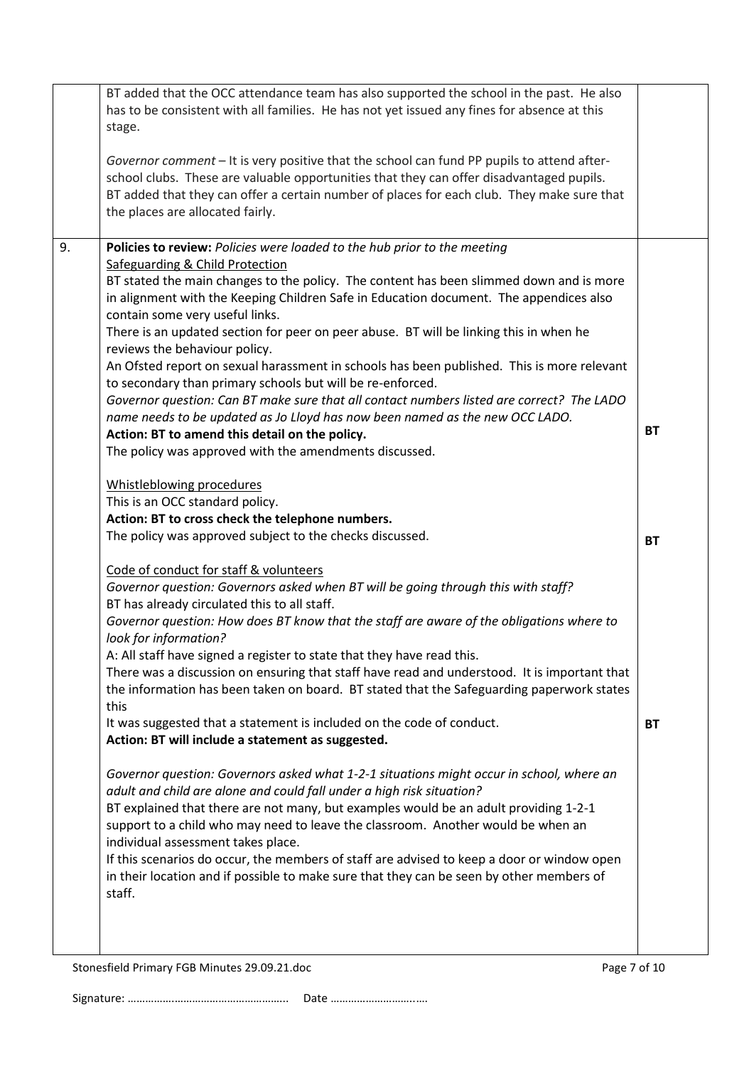| | | |
|---|---|---|
| | BT added that the OCC attendance team has also supported the school in the past. He also has to be consistent with all families. He has not yet issued any fines for absence at this stage.<br><br>*Governor comment* – It is very positive that the school can fund PP pupils to attend after-school clubs. These are valuable opportunities that they can offer disadvantaged pupils. BT added that they can offer a certain number of places for each club. They make sure that the places are allocated fairly. | |
| 9. | **Policies to review:** *Policies were loaded to the hub prior to the meeting*<br>Safeguarding & Child Protection<br>BT stated the main changes to the policy. The content has been slimmed down and is more in alignment with the Keeping Children Safe in Education document. The appendices also contain some very useful links.<br>There is an updated section for peer on peer abuse. BT will be linking this in when he reviews the behaviour policy.<br>An Ofsted report on sexual harassment in schools has been published. This is more relevant to secondary than primary schools but will be re-enforced.<br>*Governor question: Can BT make sure that all contact numbers listed are correct? The LADO name needs to be updated as Jo Lloyd has now been named as the new OCC LADO.*<br>**Action: BT to amend this detail on the policy.**<br>The policy was approved with the amendments discussed.<br><br>Whistleblowing procedures<br>This is an OCC standard policy.<br>**Action: BT to cross check the telephone numbers.**<br>The policy was approved subject to the checks discussed.<br><br>Code of conduct for staff & volunteers<br>*Governor question: Governors asked when BT will be going through this with staff?*<br>BT has already circulated this to all staff.<br>*Governor question: How does BT know that the staff are aware of the obligations where to look for information?*<br>A: All staff have signed a register to state that they have read this.<br>There was a discussion on ensuring that staff have read and understood. It is important that the information has been taken on board. BT stated that the Safeguarding paperwork states this<br>It was suggested that a statement is included on the code of conduct.<br>**Action: BT will include a statement as suggested.**<br><br>*Governor question: Governors asked what 1-2-1 situations might occur in school, where an adult and child are alone and could fall under a high risk situation?*<br>BT explained that there are not many, but examples would be an adult providing 1-2-1 support to a child who may need to leave the classroom. Another would be when an individual assessment takes place.<br>If this scenarios do occur, the members of staff are advised to keep a door or window open in their location and if possible to make sure that they can be seen by other members of staff. | **BT**<br><br><br><br>**BT**<br><br><br><br>**BT** |

Signature: …………………………………………….. Date ……………………….….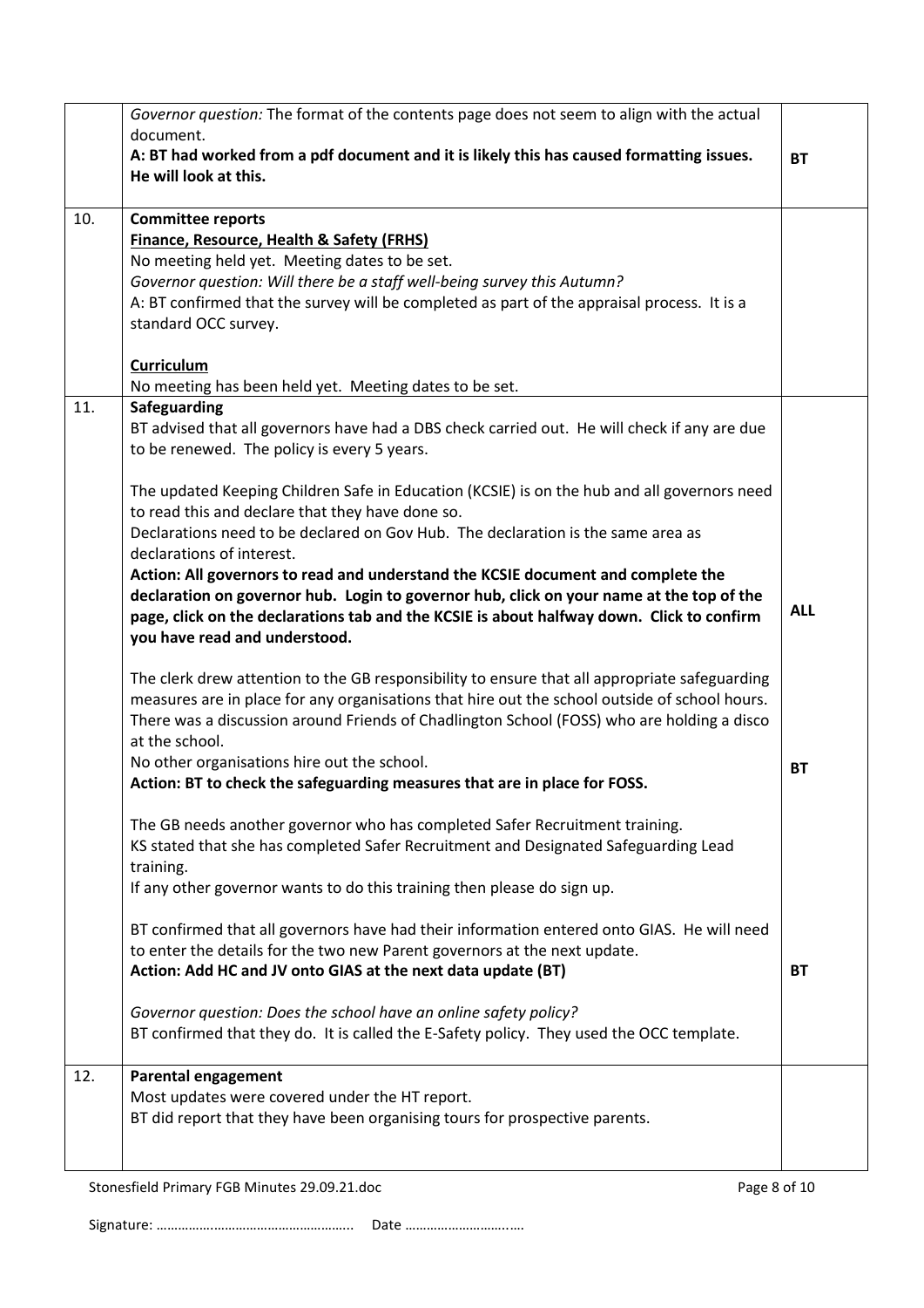| | | |
|---|---|---|
| | *Governor question:* The format of the contents page does not seem to align with the actual document.<br>**A: BT had worked from a pdf document and it is likely this has caused formatting issues. He will look at this.** | **BT** |
| 10. | **Committee reports**<br>**<u>Finance, Resource, Health & Safety (FRHS)</u>**<br>No meeting held yet. Meeting dates to be set.<br>*Governor question: Will there be a staff well-being survey this Autumn?*<br>A: BT confirmed that the survey will be completed as part of the appraisal process. It is a standard OCC survey.<br><br>**<u>Curriculum</u>**<br>No meeting has been held yet. Meeting dates to be set. | |
| 11. | **Safeguarding**<br>BT advised that all governors have had a DBS check carried out. He will check if any are due to be renewed. The policy is every 5 years.<br><br>The updated Keeping Children Safe in Education (KCSIE) is on the hub and all governors need to read this and declare that they have done so.<br>Declarations need to be declared on Gov Hub. The declaration is the same area as declarations of interest.<br>**Action: All governors to read and understand the KCSIE document and complete the declaration on governor hub. Login to governor hub, click on your name at the top of the page, click on the declarations tab and the KCSIE is about halfway down. Click to confirm you have read and understood.**<br><br>The clerk drew attention to the GB responsibility to ensure that all appropriate safeguarding measures are in place for any organisations that hire out the school outside of school hours. There was a discussion around Friends of Chadlington School (FOSS) who are holding a disco at the school.<br>No other organisations hire out the school.<br>**Action: BT to check the safeguarding measures that are in place for FOSS.**<br><br>The GB needs another governor who has completed Safer Recruitment training.<br>KS stated that she has completed Safer Recruitment and Designated Safeguarding Lead training.<br>If any other governor wants to do this training then please do sign up.<br><br>BT confirmed that all governors have had their information entered onto GIAS. He will need to enter the details for the two new Parent governors at the next update.<br>**Action: Add HC and JV onto GIAS at the next data update (BT)**<br><br>*Governor question: Does the school have an online safety policy?*<br>BT confirmed that they do. It is called the E-Safety policy. They used the OCC template. | **ALL**<br><br>**BT**<br><br>**BT** |
| 12. | **Parental engagement**<br>Most updates were covered under the HT report.<br>BT did report that they have been organising tours for prospective parents. | |

Signature: …………………………………………….. Date ………………………..….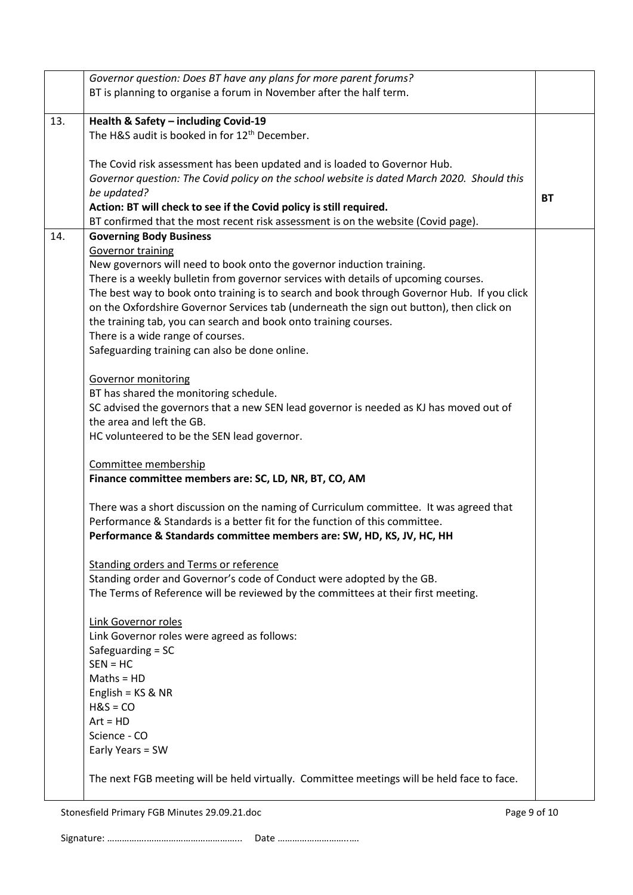| | | |
|---|---|---|
| | *Governor question: Does BT have any plans for more parent forums?*<br>BT is planning to organise a forum in November after the half term. | |
| 13. | **Health & Safety – including Covid-19**<br>The H&S audit is booked in for 12th December.<br><br>The Covid risk assessment has been updated and is loaded to Governor Hub.<br>*Governor question: The Covid policy on the school website is dated March 2020. Should this be updated?*<br>**Action: BT will check to see if the Covid policy is still required.**<br>BT confirmed that the most recent risk assessment is on the website (Covid page). | **BT** |
| 14. | **Governing Body Business**<br><u>Governor training</u><br>New governors will need to book onto the governor induction training.<br>There is a weekly bulletin from governor services with details of upcoming courses.<br>The best way to book onto training is to search and book through Governor Hub. If you click on the Oxfordshire Governor Services tab (underneath the sign out button), then click on the training tab, you can search and book onto training courses.<br>There is a wide range of courses.<br>Safeguarding training can also be done online.<br><br><u>Governor monitoring</u><br>BT has shared the monitoring schedule.<br>SC advised the governors that a new SEN lead governor is needed as KJ has moved out of the area and left the GB.<br>HC volunteered to be the SEN lead governor.<br><br><u>Committee membership</u><br>**Finance committee members are: SC, LD, NR, BT, CO, AM**<br><br>There was a short discussion on the naming of Curriculum committee. It was agreed that Performance & Standards is a better fit for the function of this committee.<br>**Performance & Standards committee members are: SW, HD, KS, JV, HC, HH**<br><br><u>Standing orders and Terms or reference</u><br>Standing order and Governor's code of Conduct were adopted by the GB.<br>The Terms of Reference will be reviewed by the committees at their first meeting.<br><br><u>Link Governor roles</u><br>Link Governor roles were agreed as follows:<br>Safeguarding = SC<br>SEN = HC<br>Maths = HD<br>English = KS & NR<br>H&S = CO<br>Art = HD<br>Science - CO<br>Early Years = SW<br><br>The next FGB meeting will be held virtually. Committee meetings will be held face to face. | |

Stonesfield Primary FGB Minutes 29.09.21.doc

Signature: ……………………………………………….. Date ………………………..….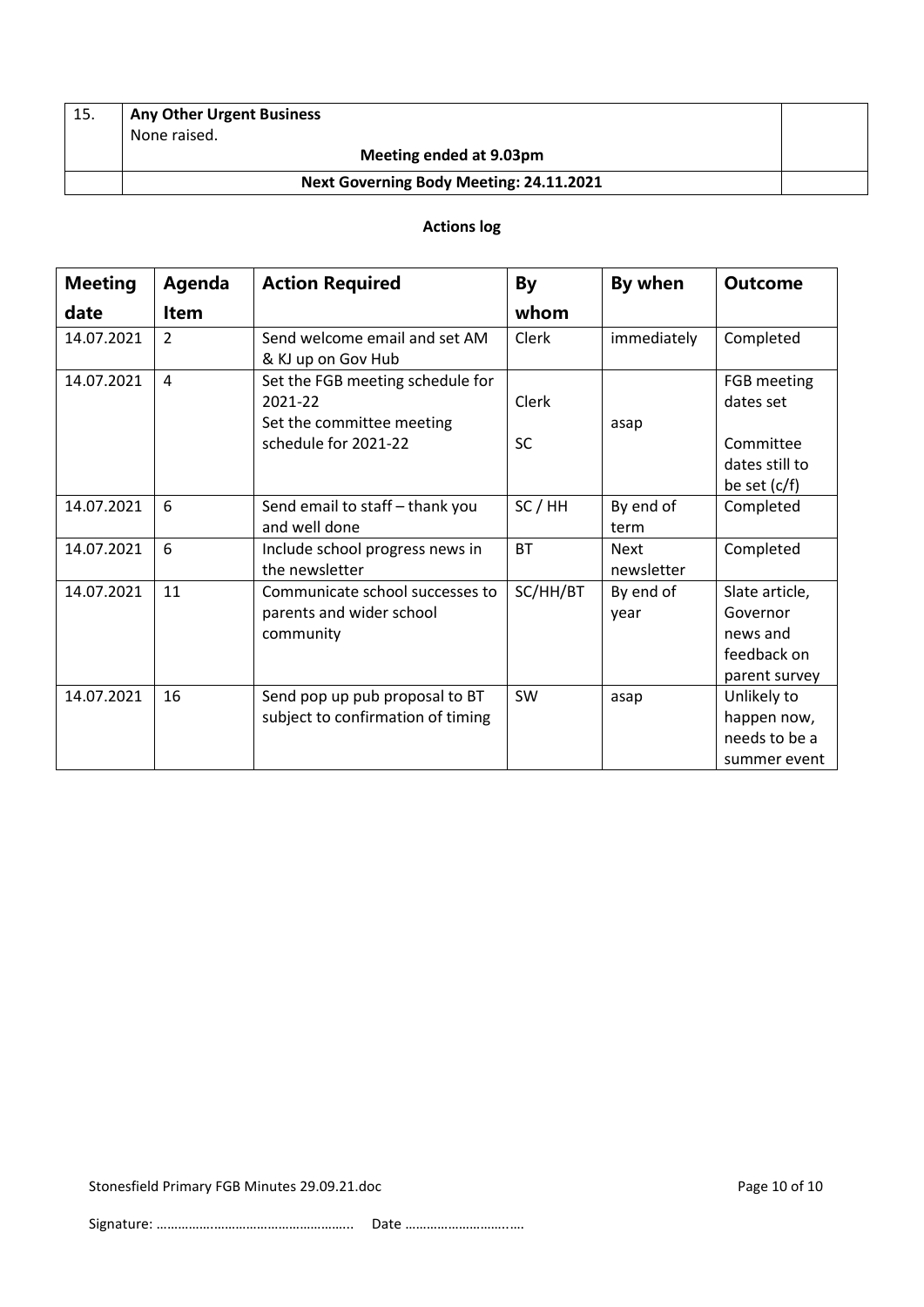| | | |
|---|---|---|
| 15. | **Any Other Urgent Business**<br>None raised.<br>**Meeting ended at 9.03pm** | |
| | **Next Governing Body Meeting: 24.11.2021** | |

**Actions log**

| Meeting date | Agenda Item | Action Required | By whom | By when | Outcome |
|---|---|---|---|---|---|
| 14.07.2021 | 2 | Send welcome email and set AM & KJ up on Gov Hub | Clerk | immediately | Completed |
| 14.07.2021 | 4 | Set the FGB meeting schedule for 2021-22<br>Set the committee meeting schedule for 2021-22 | Clerk<br>SC | asap | FGB meeting dates set<br>Committee dates still to be set (c/f) |
| 14.07.2021 | 6 | Send email to staff – thank you and well done | SC / HH | By end of term | Completed |
| 14.07.2021 | 6 | Include school progress news in the newsletter | BT | Next newsletter | Completed |
| 14.07.2021 | 11 | Communicate school successes to parents and wider school community | SC/HH/BT | By end of year | Slate article, Governor news and feedback on parent survey |
| 14.07.2021 | 16 | Send pop up pub proposal to BT subject to confirmation of timing | SW | asap | Unlikely to happen now, needs to be a summer event |

Signature: …………………………………………….. Date ………………………..….